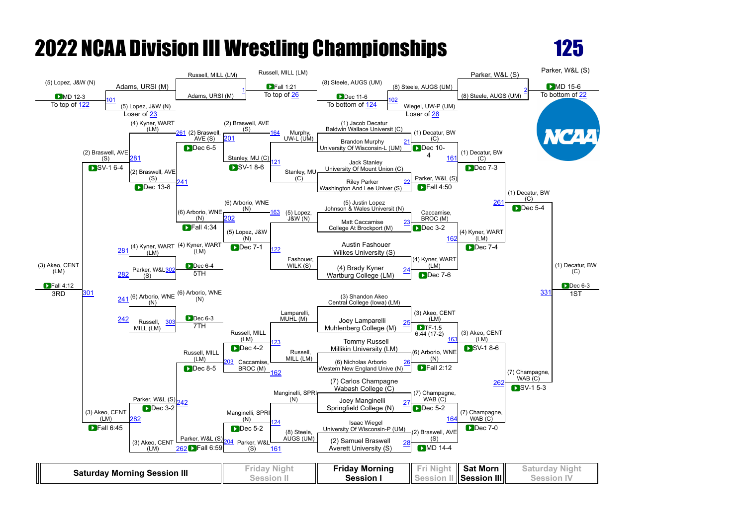# 2022 NCAA Division III Wrestling Championships

## 125

### Championship Bracket

**First Round (Friday Morning Session I)**

| Bout | Wrestler | Result | Winner |
|---|---|---|---|
| 21 | (1) Jacob Decatur, Baldwin Wallace Universit (C) vs Brandon Murphy, University Of Wisconsin-L (UM) | Dec 10-4 | (1) Decatur, BW (C) |
| 22 | Jack Stanley, University Of Mount Union (C) vs Riley Parker, Washington And Lee Univer (S) | Fall 4:50 | Parker, W&L (S) |
| 23 | (5) Justin Lopez, Johnson & Wales Universit (N) vs Matt Caccamise, College At Brockport (M) | Dec 3-2 | Caccamise, BROC (M) |
| 24 | Austin Fashouer, Wilkes University (S) vs (4) Brady Kyner, Wartburg College (LM) | Dec 7-6 | (4) Kyner, WART (LM) |
| 25 | (3) Shandon Akeo, Central College (Iowa) (LM) vs Joey Lamparelli, Muhlenberg College (M) | TF-1.5 6:44 (17-2) | (3) Akeo, CENT (LM) |
| 26 | Tommy Russell, Millikin University (LM) vs (6) Nicholas Arborio, Western New England Unive (N) | Fall 2:12 | (6) Arborio, WNE (N) |
| 27 | (7) Carlos Champagne, Wabash College (C) vs Joey Manginelli, Springfield College (N) | Dec 5-2 | (7) Champagne, WAB (C) |
| 28 | Isaac Wiegel, University Of Wisconsin-P (UM) vs (2) Samuel Braswell, Averett University (S) | MD 14-4 | (2) Braswell, AVE (S) |

**Quarterfinals (Fri Night Session II)**

| Bout | Wrestlers | Result | Winner |
|---|---|---|---|
| 161 | (1) Decatur, BW (C) vs Parker, W&L (S) | Dec 7-3 | (1) Decatur, BW (C) |
| 162 | Caccamise, BROC (M) vs (4) Kyner, WART (LM) | Dec 7-4 | (4) Kyner, WART (LM) |
| 163 | (3) Akeo, CENT (LM) vs (6) Arborio, WNE (N) | SV-1 8-6 | (3) Akeo, CENT (LM) |
| 164 | (7) Champagne, WAB (C) vs (2) Braswell, AVE (S) | Dec 7-0 | (7) Champagne, WAB (C) |

**Semifinals (Sat Morn Session III)**

| Bout | Wrestlers | Result | Winner |
|---|---|---|---|
| 261 | (1) Decatur, BW (C) vs (4) Kyner, WART (LM) | Dec 5-4 | (1) Decatur, BW (C) |
| 262 | (3) Akeo, CENT (LM) vs (7) Champagne, WAB (C) | SV-1 5-3 | (7) Champagne, WAB (C) |

**Final (Saturday Night Session IV)**

| Bout | Wrestlers | Result | Winner |
|---|---|---|---|
| 331 | (1) Decatur, BW (C) vs (7) Champagne, WAB (C) | Dec 6-3 | (1) Decatur, BW (C) — 1ST |

### Consolation Bracket

**Pigtail / Wrestlebacks**

| Bout | Wrestlers | Result | Winner |
|---|---|---|---|
| 101 | (5) Lopez, J&W (N) vs Adams, URSI (M) | MD 12-3 | (5) Lopez, J&W (N) — To top of 122; Adams, URSI (M) |
| 1 | Russell, MILL (LM) vs Adams, URSI (M) | Fall 1:21 | Russell, MILL (LM) — To top of 26 |
| 102 | (8) Steele, AUGS (UM) vs Wiegel, UW-P (UM) | Dec 11-6 | (8) Steele, AUGS (UM) — To bottom of 124 |
| 2 | Parker, W&L (S) vs (8) Steele, AUGS (UM) | MD 15-6 | Parker, W&L (S) — To bottom of 22 |

Loser of 23: (5) Lopez, J&W (N). Loser of 28: Wiegel, UW-P (UM).

**Friday Morning Session I**

| Bout | Wrestlers | Result | Winner |
|---|---|---|---|
| 121 | Murphy, UW-L (UM) vs Stanley, MU (C) | SV-1 8-6 | Stanley, MU (C) |
| 122 | (5) Lopez, J&W (N) vs Fashouer, WILK (S) | Dec 7-1 | (5) Lopez, J&W (N) |
| 123 | Lamparelli, MUHL (M) vs Russell, MILL (LM) | Dec 4-2 | Russell, MILL (LM) |
| 124 | Manginelli, SPRI (N) vs (8) Steele, AUGS (UM) | Dec 5-2 | Manginelli, SPRI (N) |

**Friday Night Session II**

| Bout | Wrestlers | Result | Winner |
|---|---|---|---|
| 201 | (2) Braswell, AVE (S) vs Stanley, MU (C) | Dec 6-5 | (2) Braswell, AVE (S) |
| 202 | (6) Arborio, WNE (N) vs (5) Lopez, J&W (N) | Fall 4:34 | (6) Arborio, WNE (N) |
| 203 | Russell, MILL (LM) vs Caccamise, BROC (M) | Dec 8-5 | Russell, MILL (LM) |
| 204 | Manginelli, SPRI (N) vs Parker, W&L (S) | Fall 6:59 | Parker, W&L (S) |

**Saturday Morning Session III**

| Bout | Wrestlers | Result | Winner |
|---|---|---|---|
| 241 | (4) Kyner, WART (LM) vs (2) Braswell, AVE (S) | Dec 13-8 | (2) Braswell, AVE (S) |
| 242 | Russell, MILL (LM) vs Parker, W&L (S) | Dec 3-2 | Parker, W&L (S) |
| 281 | (2) Braswell, AVE (S) vs (6) Arborio, WNE (N) | SV-1 6-4 | (2) Braswell, AVE (S) |
| 282 | (3) Akeo, CENT (LM) vs Parker, W&L (S) | Fall 6:45 | (3) Akeo, CENT (LM) |

**Placement Matches**

| Bout | Wrestlers | Result | Winner |
|---|---|---|---|
| 301 | (2) Braswell, AVE (S) vs (3) Akeo, CENT (LM) | Fall 4:12 | (3) Akeo, CENT (LM) — 3RD |
| 302 | (4) Kyner, WART (LM) vs Parker, W&L (S) | Dec 6-4 | (4) Kyner, WART (LM) — 5TH |
| 303 | (6) Arborio, WNE (N) vs Russell, MILL (LM) | Dec 6-3 | (6) Arborio, WNE (N) — 7TH |

| Saturday Morning Session III | Friday Night Session II | Friday Morning Session I | Fri Night Session II | Sat Morn Session III | Saturday Night Session IV |
|---|---|---|---|---|---|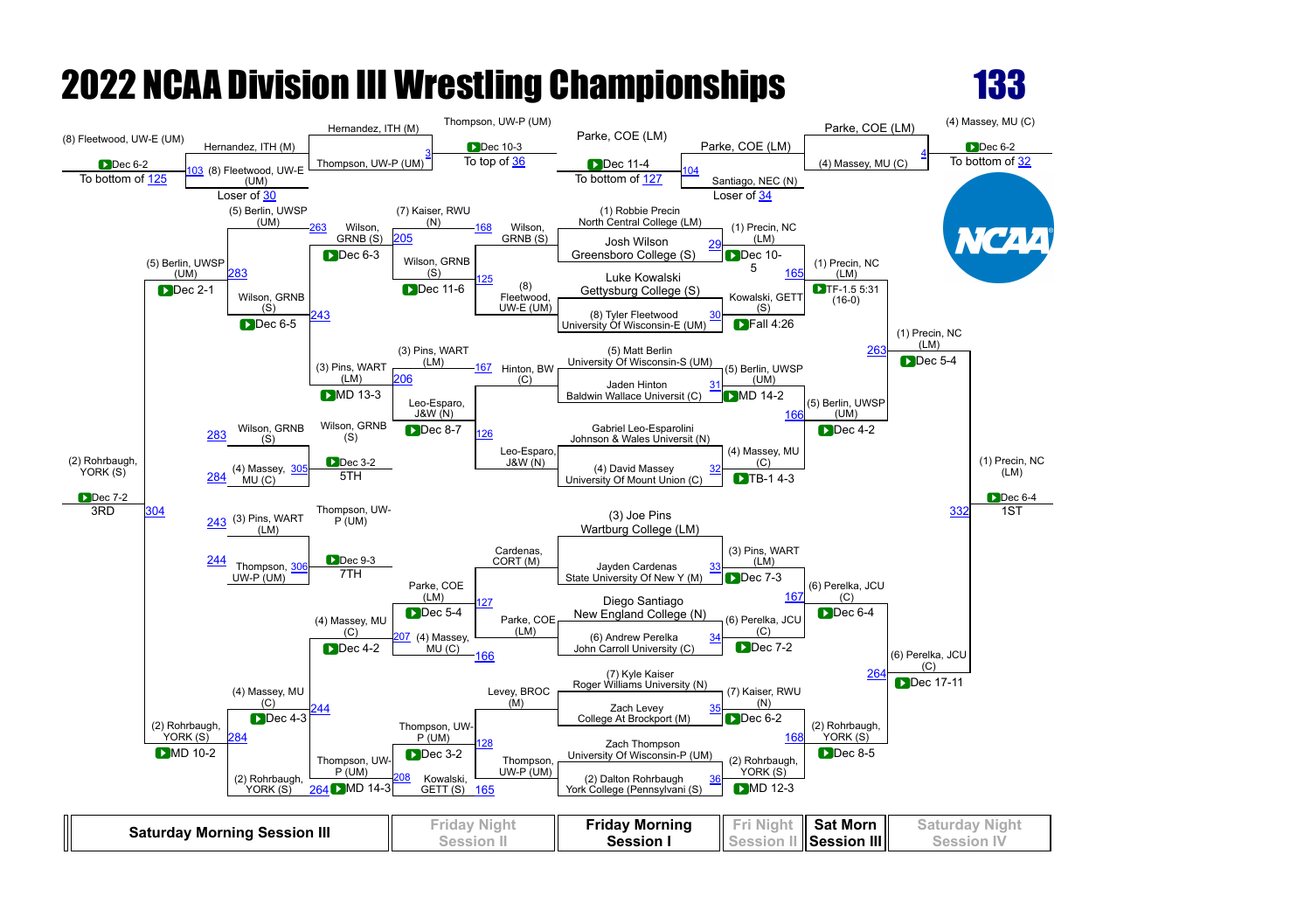# 2022 NCAA Division III Wrestling Championships

## 133

### Championship Bracket

**First Round (Friday Morning Session I)**

- (1) Robbie Precin, North Central College (LM) vs Josh Wilson, Greensboro College (S) — Bout 29: (1) Precin, NC (LM) Dec 10-5
- Luke Kowalski, Gettysburg College (S) vs (8) Tyler Fleetwood, University Of Wisconsin-E (UM) — Bout 30: Kowalski, GETT (S) Fall 4:26
- (5) Matt Berlin, University Of Wisconsin-S (UM) vs Jaden Hinton, Baldwin Wallace Universit (C) — Bout 31: (5) Berlin, UWSP (UM) MD 14-2
- Gabriel Leo-Esparolini, Johnson & Wales University (N) vs (4) David Massey, University Of Mount Union (C) — Bout 32: (4) Massey, MU (C) TB-1 4-3
- (3) Joe Pins, Wartburg College (LM) vs Jayden Cardenas, State University Of New Y (M) — Bout 33: (3) Pins, WART (LM) Dec 7-3
- Diego Santiago, New England College (N) vs (6) Andrew Perelka, John Carroll University (C) — Bout 34: (6) Perelka, JCU (C) Dec 7-2
- (7) Kyle Kaiser, Roger Williams University (N) vs Zach Levey, College At Brockport (M) — Bout 35: (7) Kaiser, RWU (N) Dec 6-2
- Zach Thompson, University Of Wisconsin-P (UM) vs (2) Dalton Rohrbaugh, York College (Pennsylvani (S) — Bout 36: (2) Rohrbaugh, YORK (S) MD 12-3

**Quarterfinals (Fri Night Session II)**

- Bout 165: (1) Precin, NC (LM) TF-1.5 5:31 (16-0) over Kowalski, GETT (S)
- Bout 166: (5) Berlin, UWSP (UM) Dec 4-2 over (4) Massey, MU (C)
- Bout 167: (6) Perelka, JCU (C) Dec 6-4 over (3) Pins, WART (LM)
- Bout 168: (2) Rohrbaugh, YORK (S) Dec 8-5 over (7) Kaiser, RWU (N)

**Semifinals (Sat Morn Session III)**

- Bout 263: (1) Precin, NC (LM) Dec 5-4 over (5) Berlin, UWSP (UM)
- Bout 264: (6) Perelka, JCU (C) Dec 17-11 over (2) Rohrbaugh, YORK (S)

**Finals (Saturday Night Session IV)**

- Bout 332: (1) Precin, NC (LM) Dec 6-4 over (6) Perelka, JCU (C) — 1ST

### Consolation Bracket

**Pigtails / Early Rounds**

- Bout 3: Thompson, UW-P (UM) Dec 10-3 over Hernandez, ITH (M) — To top of 36
- Bout 103: Hernandez, ITH (M) over (8) Fleetwood, UW-E (UM) Loser of 30; (8) Fleetwood, UW-E (UM) Dec 6-2 To bottom of 125
- Bout 104: Parke, COE (LM) over Santiago, NEC (N) Loser of 34; Parke, COE (LM) Dec 11-4 To bottom of 127
- Bout 4: (4) Massey, MU (C) Dec 6-2 over Parke, COE (LM) — To bottom of 32

**Consolation Round 1 (Friday Night Session II)**

- Bout 125: Wilson, GRNB (S) Dec 11-6 over (8) Fleetwood, UW-E (UM)
- Bout 126: Leo-Esparo, J&W (N) Dec 8-7 over Hinton, BW (C)
- Bout 127: Parke, COE (LM) Dec 5-4 over Cardenas, CORT (M)
- Bout 128: Thompson, UW-P (UM) Dec 3-2 over Levey, BROC (M)

**Consolation Round 2**

- Bout 205: Wilson, GRNB (S) Dec 6-3 over (7) Kaiser, RWU (N) (Loser of 168)
- Bout 206: (3) Pins, WART (LM) MD 13-3 over Leo-Esparo, J&W (N)
- Bout 207: (4) Massey, MU (C) Dec 4-2 over Parke, COE (LM)
- Bout 208: Thompson, UW-P (UM) MD 14-3 over Kowalski, GETT (S) (Loser of 165)

**Consolation Quarterfinals (Saturday Morning Session III)**

- Bout 243: Wilson, GRNB (S) Dec 6-5 over (3) Pins, WART (LM)
- Bout 244: (4) Massey, MU (C) Dec 4-3 over Thompson, UW-P (UM)

**Consolation Semifinals**

- Bout 283: (5) Berlin, UWSP (UM) Dec 2-1 over Wilson, GRNB (S)
- Bout 284: (2) Rohrbaugh, YORK (S) MD 10-2 over (4) Massey, MU (C)

**Third Place**

- Bout 304: (2) Rohrbaugh, YORK (S) Dec 7-2 over (5) Berlin, UWSP (UM) — 3RD

**Fifth Place**

- Bout 305: Wilson, GRNB (S) Dec 3-2 over (4) Massey, MU (C) — 5TH

**Seventh Place**

- Bout 306: Thompson, UW-P (UM) Dec 9-3 over (3) Pins, WART (LM) — 7TH

| Saturday Morning Session III | Friday Night Session II | Friday Morning Session I | Fri Night Session II | Sat Morn Session III | Saturday Night Session IV |
|---|---|---|---|---|---|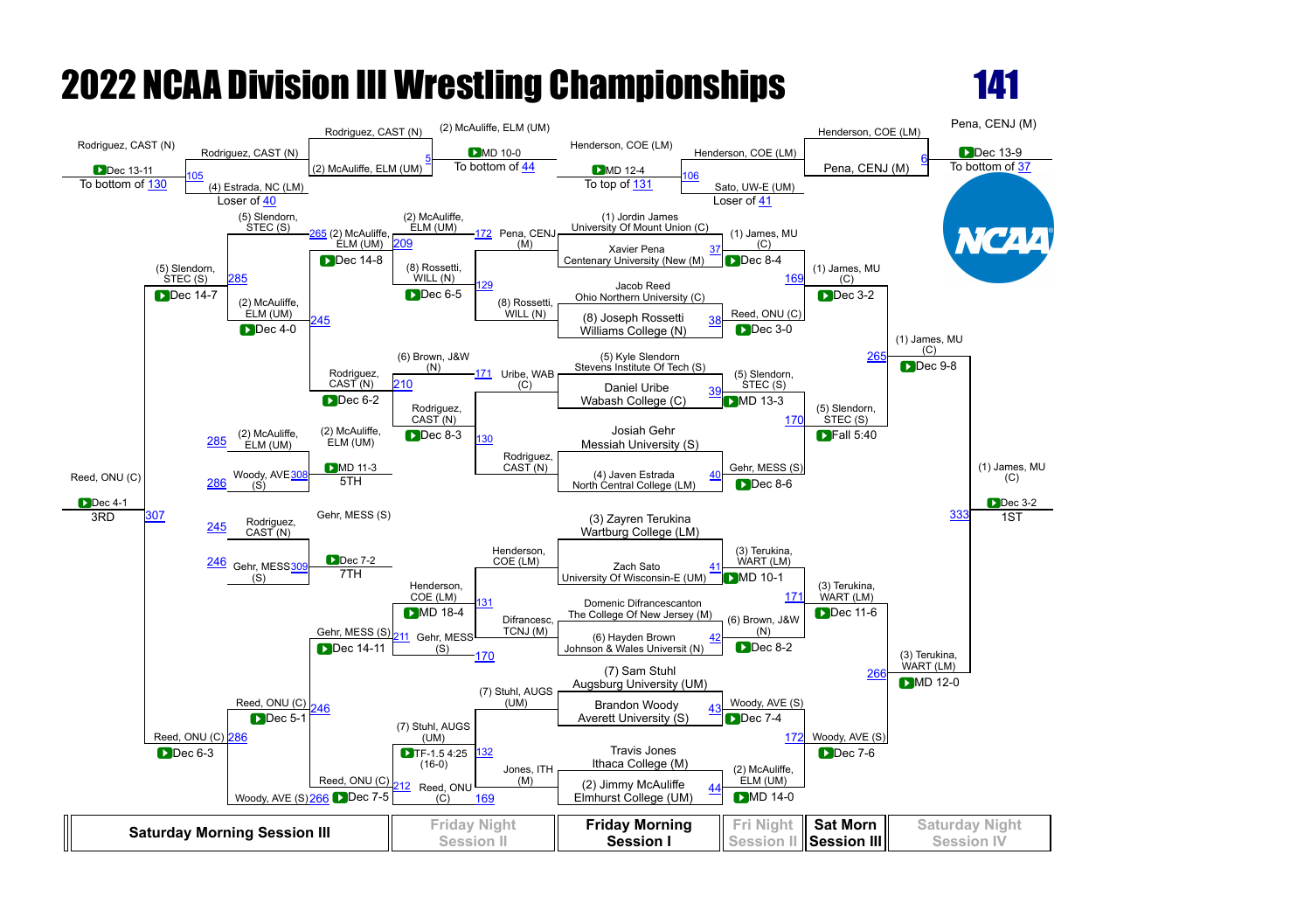# 2022 NCAA Division III Wrestling Championships

## 141

### Championship Bracket

**Friday Morning Session I – First Round**

| Bout | Wrestler | Wrestler | Winner | Result |
|---|---|---|---|---|
| 37 | (1) Jordin James, University Of Mount Union (C) | Xavier Pena, Centenary University (New (M) | (1) James, MU (C) | Dec 8-4 |
| 38 | Jacob Reed, Ohio Northern University (C) | (8) Joseph Rossetti, Williams College (N) | Reed, ONU (C) | Dec 3-0 |
| 39 | (5) Kyle Slendorn, Stevens Institute Of Tech (S) | Daniel Uribe, Wabash College (C) | (5) Slendorn, STEC (S) | MD 13-3 |
| 40 | Josiah Gehr, Messiah University (S) | (4) Javen Estrada, North Central College (LM) | Gehr, MESS (S) | Dec 8-6 |
| 41 | (3) Zayren Terukina, Wartburg College (LM) | Zach Sato, University Of Wisconsin-E (UM) | (3) Terukina, WART (LM) | MD 10-1 |
| 42 | Domenic Difrancescanton, The College Of New Jersey (M) | (6) Hayden Brown, Johnson & Wales Universit (N) | (6) Brown, J&W (N) | Dec 8-2 |
| 43 | (7) Sam Stuhl, Augsburg University (UM) | Brandon Woody, Averett University (S) | Woody, AVE (S) | Dec 7-4 |
| 44 | Travis Jones, Ithaca College (M) | (2) Jimmy McAuliffe, Elmhurst College (UM) | (2) McAuliffe, ELM (UM) | MD 14-0 |

**Sat Morn Session III – Quarterfinals**

| Bout | Wrestler | Wrestler | Winner | Result |
|---|---|---|---|---|
| 169 | (1) James, MU (C) | Reed, ONU (C) | (1) James, MU (C) | Dec 3-2 |
| 170 | (5) Slendorn, STEC (S) | Gehr, MESS (S) | (5) Slendorn, STEC (S) | Fall 5:40 |
| 171 | (3) Terukina, WART (LM) | (6) Brown, J&W (N) | (3) Terukina, WART (LM) | Dec 11-6 |
| 172 | Woody, AVE (S) | (2) McAuliffe, ELM (UM) | Woody, AVE (S) | Dec 7-6 |

**Saturday Night Session IV – Semifinals**

| Bout | Wrestler | Wrestler | Winner | Result |
|---|---|---|---|---|
| 265 | (1) James, MU (C) | (5) Slendorn, STEC (S) | (1) James, MU (C) | Dec 9-8 |
| 266 | (3) Terukina, WART (LM) | Woody, AVE (S) | (3) Terukina, WART (LM) | MD 12-0 |

**Final – 1ST**

| Bout | Wrestler | Wrestler | Winner | Result |
|---|---|---|---|---|
| 333 | (1) James, MU (C) | (3) Terukina, WART (LM) | (1) James, MU (C) | Dec 3-2 |

### Consolation Bracket

**Friday Morning Session I – Wrestlebacks**

| Bout | Wrestler | Wrestler | Winner | Result | Note |
|---|---|---|---|---|---|
| 131 | Henderson, COE (LM) | Sato, UW-E (UM) (Loser of 41) | Henderson, COE (LM) | MD 12-4 | To top of 131 |
| 106 | Henderson, COE (LM) | Sato, UW-E (UM) | Henderson, COE (LM) | | Loser of 41 |
| 105 | Rodriguez, CAST (N) | (4) Estrada, NC (LM) (Loser of 40) | Rodriguez, CAST (N) | Dec 13-11 | To bottom of 130 |
| 5 | Rodriguez, CAST (N) | (2) McAuliffe, ELM (UM) | (2) McAuliffe, ELM (UM) | MD 10-0 | To bottom of 44 |
| 6 | Henderson, COE (LM) | Pena, CENJ (M) | Pena, CENJ (M) | Dec 13-9 | To bottom of 37 |

**Friday Night Session II**

| Bout | Wrestler | Wrestler | Winner | Result |
|---|---|---|---|---|
| 129 | Pena, CENJ (M) | (8) Rossetti, WILL (N) | (8) Rossetti, WILL (N) | Dec 6-5 |
| 130 | Uribe, WAB (C) | Rodriguez, CAST (N) | Rodriguez, CAST (N) | Dec 8-3 |
| 131 | Henderson, COE (LM) | Difrancesc, TCNJ (M) | Henderson, COE (LM) | MD 18-4 |
| 132 | (7) Stuhl, AUGS (UM) | Jones, ITH (M) | (7) Stuhl, AUGS (UM) | TF-1.5 4:25 (16-0) |

**Saturday Morning Session III**

| Bout | Wrestler | Wrestler | Winner | Result |
|---|---|---|---|---|
| 209 | (2) McAuliffe, ELM (UM) | (8) Rossetti, WILL (N) | (2) McAuliffe, ELM (UM) | Dec 14-8 |
| 210 | Rodriguez, CAST (N) | Rodriguez, CAST (N) | Rodriguez, CAST (N) | Dec 6-2 |
| 211 | Henderson, COE (LM) | Gehr, MESS (S) | Gehr, MESS (S) | Dec 14-11 |
| 212 | (7) Stuhl, AUGS (UM) | Reed, ONU (C) | Reed, ONU (C) | Dec 7-5 |
| 245 | (2) McAuliffe, ELM (UM) | Rodriguez, CAST (N) | (2) McAuliffe, ELM (UM) | Dec 4-0 |
| 246 | Gehr, MESS (S) | Reed, ONU (C) | Reed, ONU (C) | Dec 5-1 |
| 285 | (5) Slendorn, STEC (S) | (2) McAuliffe, ELM (UM) | (5) Slendorn, STEC (S) | Dec 14-7 |
| 286 | Reed, ONU (C) | Woody, AVE (S) | Reed, ONU (C) | Dec 6-3 |

**Placement Matches**

| Bout | Place | Wrestler | Wrestler | Winner | Result |
|---|---|---|---|---|---|
| 307 | 3RD | (5) Slendorn, STEC (S) | Reed, ONU (C) | Reed, ONU (C) | Dec 4-1 |
| 308 | 5TH | (2) McAuliffe, ELM (UM) | Woody, AVE (S) | (2) McAuliffe, ELM (UM) | MD 11-3 |
| 309 | 7TH | Rodriguez, CAST (N) | Gehr, MESS (S) | Gehr, MESS (S) | Dec 7-2 |

| Saturday Morning Session III | Friday Night Session II | Friday Morning Session I | Fri Night Session II | Sat Morn Session III | Saturday Night Session IV |
|---|---|---|---|---|---|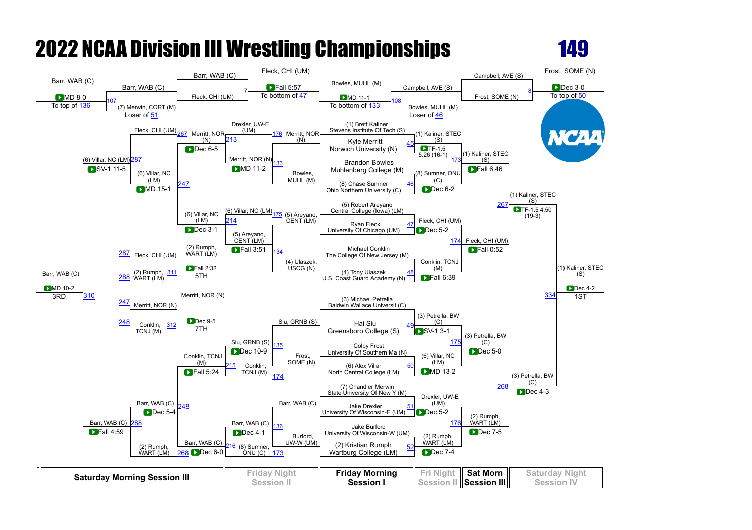# 2022 NCAA Division III Wrestling Championships

## 149

### Championship Bracket (Friday Morning Session I / Fri Night Session II / Sat Morn Session III)

| Match | Wrestler | Result |
|---|---|---|
| 45 | (1) Brett Kaliner, Stevens Institute Of Tech (S) vs Kyle Merritt, Norwich University (N) | (1) Kaliner, STEC (S) — TF-1.5 5:26 (16-1) |
| 46 | Brandon Bowles, Muhlenberg College (M) vs (8) Chase Sumner, Ohio Northern University (C) | (8) Sumner, ONU (C) — Dec 6-2 |
| 47 | (5) Robert Areyano, Central College (Iowa) (LM) vs Ryan Fleck, University Of Chicago (UM) | Fleck, CHI (UM) — Dec 5-2 |
| 48 | Michael Conklin, The College Of New Jersey (M) vs (4) Tony Ulaszek, U.S. Coast Guard Academy (N) | Conklin, TCNJ (M) — Fall 6:39 |
| 49 | (3) Michael Petrella, Baldwin Wallace Universit (C) vs Hai Siu, Greensboro College (S) | (3) Petrella, BW (C) — SV-1 3-1 |
| 50 | Colby Frost, University Of Southern Ma (N) vs (6) Alex Villar, North Central College (LM) | (6) Villar, NC (LM) — MD 13-2 |
| 51 | (7) Chandler Merwin, State University Of New Y (M) vs Jake Drexler, University Of Wisconsin-E (UM) | Drexler, UW-E (UM) — Dec 5-2 |
| 52 | Jake Burford, University Of Wisconsin-W (UM) vs (2) Kristian Rumph, Wartburg College (LM) | (2) Rumph, WART (LM) — Dec 7-4 |
| 173 | (1) Kaliner, STEC (S) vs (8) Sumner, ONU (C) | (1) Kaliner, STEC (S) — Fall 6:46 |
| 174 | Fleck, CHI (UM) vs Conklin, TCNJ (M) | Fleck, CHI (UM) — Fall 0:52 |
| 175 | (3) Petrella, BW (C) vs (6) Villar, NC (LM) | (3) Petrella, BW (C) — Dec 5-0 |
| 176 | Drexler, UW-E (UM) vs (2) Rumph, WART (LM) | (2) Rumph, WART (LM) — Dec 7-5 |
| 267 | (1) Kaliner, STEC (S) vs Fleck, CHI (UM) | (1) Kaliner, STEC (S) — TF-1.5 4:50 (19-3) |
| 268 | (3) Petrella, BW (C) vs (2) Rumph, WART (LM) | (3) Petrella, BW (C) — Dec 4-3 |
| 334 | (1) Kaliner, STEC (S) vs (3) Petrella, BW (C) | **1ST** (1) Kaliner, STEC (S) — Dec 4-2 |

### Pigtail / Early Consolation (Friday Night Session II)

| Match | Wrestler | Result |
|---|---|---|
| 107 | Barr, WAB (C) vs (7) Merwin, CORT (M) (Loser of 51) | Barr, WAB (C) — MD 8-0 (To top of 136) |
| 7 | Barr, WAB (C) vs Fleck, CHI (UM) | Fleck, CHI (UM) — Fall 5:57 (To bottom of 47) |
| 108 | Campbell, AVE (S) vs Bowles, MUHL (M) (Loser of 46) | Bowles, MUHL (M) — MD 11-1 (To bottom of 133) |
| 8 | Campbell, AVE (S) vs Frost, SOME (N) | Frost, SOME (N) — Dec 3-0 (To top of 50) |

### Consolation Bracket

| Match | Wrestler | Result |
|---|---|---|
| 133 | Merritt, NOR (N) vs Bowles, MUHL (M) | Merritt, NOR (N) — MD 11-2 |
| 134 | (5) Areyano, CENT (LM) vs (4) Ulaszek, USCG (N) | (5) Areyano, CENT (LM) — Fall 3:51 |
| 135 | Siu, GRNB (S) vs Frost, SOME (N) | Siu, GRNB (S) — Dec 10-9 |
| 136 | Barr, WAB (C) vs Burford, UW-W (UM) | Barr, WAB (C) — Dec 4-1 |
| 213 | Drexler, UW-E (UM) vs Merritt, NOR (N) | Merritt, NOR (N) — Dec 6-5 |
| 214 | (6) Villar, NC (LM) vs (5) Areyano, CENT (LM) | (6) Villar, NC (LM) — Dec 3-1 |
| 215 | Siu, GRNB (S) vs Conklin, TCNJ (M) | Conklin, TCNJ (M) — Fall 5:24 |
| 216 | Barr, WAB (C) vs (8) Sumner, ONU (C) | Barr, WAB (C) — Dec 6-0 |
| 247 | Merritt, NOR (N) vs (6) Villar, NC (LM) | (6) Villar, NC (LM) — MD 15-1 |
| 248 | Conklin, TCNJ (M) vs Barr, WAB (C) | Barr, WAB (C) — Dec 5-4 |
| 287 | Fleck, CHI (UM) vs (6) Villar, NC (LM) | (6) Villar, NC (LM) — SV-1 11-5 |
| 288 | Barr, WAB (C) vs (2) Rumph, WART (LM) | Barr, WAB (C) — Fall 4:59 |
| 310 | (6) Villar, NC (LM) vs Barr, WAB (C) | **3RD** Barr, WAB (C) — MD 10-2 |
| 311 | Fleck, CHI (UM) vs (2) Rumph, WART (LM) | **5TH** (2) Rumph, WART (LM) — Fall 2:32 |
| 312 | Merritt, NOR (N) vs Conklin, TCNJ (M) | **7TH** Conklin, TCNJ (M) — Dec 9-5 |

| Saturday Morning Session III | Friday Night Session II | Friday Morning Session I | Fri Night Session II | Sat Morn Session III | Saturday Night Session IV |
|---|---|---|---|---|---|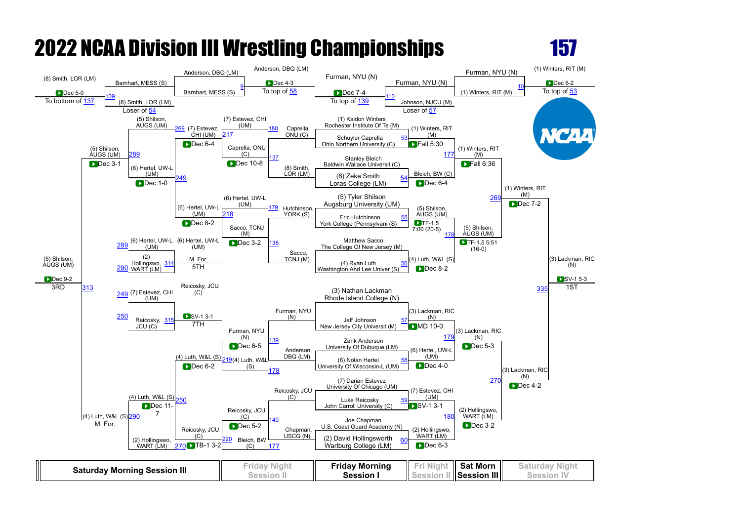# 2022 NCAA Division III Wrestling Championships

## 157

### Championship Bracket (Friday Morning Session I → Fri Night Session II → Sat Morn Session III → Saturday Night Session IV)

**First Round (Friday Morning Session I)**

- Bout 53: (1) Kaidon Winters, Rochester Institute Of Te (M) vs Schuyler Caprella, Ohio Northern University (C) — (1) Winters, RIT (M), Fall 5:30
- Bout 54: Stanley Bleich, Baldwin Wallace Universit (C) vs (8) Zeke Smith, Loras College (LM) — Bleich, BW (C), Dec 6-4
- Bout 55: (5) Tyler Shilson, Augsburg University (UM) vs Eric Hutchinson, York College (Pennsylvani (S) — (5) Shilson, AUGS (UM), TF-1.5 7:00 (20-5)
- Bout 56: Matthew Sacco, The College Of New Jersey (M) vs (4) Ryan Luth, Washington And Lee Univer (S) — (4) Luth, W&L (S), Dec 8-2
- Bout 57: (3) Nathan Lackman, Rhode Island College (N) vs Jeff Johnson, New Jersey City Universit (M) — (3) Lackman, RIC (N), MD 10-0
- Bout 58: Zarik Anderson, University Of Dubuque (LM) vs (6) Nolan Hertel, University Of Wisconsin-L (UM) — (6) Hertel, UW-L (UM), Dec 4-0
- Bout 59: (7) Darian Estevez, University Of Chicago (UM) vs Luke Reicosky, John Carroll University (C) — (7) Estevez, CHI (UM), SV-1 3-1
- Bout 60: Joe Chapman, U.S. Coast Guard Academy (N) vs (2) David Hollingsworth, Wartburg College (LM) — (2) Hollingswo, WART (LM), Dec 6-3

**Quarterfinals (Fri Night Session II)**

- Bout 177: (1) Winters, RIT (M) vs Bleich, BW (C) — (1) Winters, RIT (M), Fall 6:36
- Bout 178: (5) Shilson, AUGS (UM) vs (4) Luth, W&L (S) — (5) Shilson, AUGS (UM), TF-1.5 5:51 (16-0)
- Bout 179: (3) Lackman, RIC (N) vs (6) Hertel, UW-L (UM) — (3) Lackman, RIC (N), Dec 5-3
- Bout 180: (7) Estevez, CHI (UM) vs (2) Hollingswo, WART (LM) — (2) Hollingswo, WART (LM), Dec 3-2

**Semifinals (Sat Morn Session III)**

- Bout 269: (1) Winters, RIT (M) vs (5) Shilson, AUGS (UM) — (1) Winters, RIT (M), Dec 7-2
- Bout 270: (3) Lackman, RIC (N) vs (2) Hollingswo, WART (LM) — (3) Lackman, RIC (N), Dec 4-2

**Final (Saturday Night Session IV)**

- Bout 335: (1) Winters, RIT (M) vs (3) Lackman, RIC (N) — (3) Lackman, RIC (N), SV-1 5-3 — **1ST**

### Consolation Bracket

**Friday Night Session II**

- Bout 137: Caprella, ONU (C) vs (8) Smith, LOR (LM) — Caprella, ONU (C), Dec 10-8
- Bout 138: Hutchinson, YORK (S) vs Sacco, TCNJ (M) — Sacco, TCNJ (M), Dec 3-2
- Bout 139: Furman, NYU (N) vs Anderson, DBQ (LM) — Furman, NYU (N), Dec 6-5
- Bout 140: Reicosky, JCU (C) vs Chapman, USCG (N) — Reicosky, JCU (C), Dec 5-2
- Bout 179 (Loser): (6) Hertel, UW-L (UM)
- Bout 180 (Loser): (7) Estevez, CHI (UM)
- Bout 177 (Loser): Bleich, BW (C)
- Bout 178 (Loser): (4) Luth, W&L (S)
- Bout 217: (7) Estevez, CHI (UM) vs Caprella, ONU (C) — (7) Estevez, CHI (UM), Dec 6-4
- Bout 218: (6) Hertel, UW-L (UM) vs Sacco, TCNJ (M) — (6) Hertel, UW-L (UM), Dec 8-2
- Bout 219: (4) Luth, W&L (S) vs Furman, NYU (N) — (4) Luth, W&L (S), Dec 6-2
- Bout 220: Reicosky, JCU (C) vs Bleich, BW (C) — Reicosky, JCU (C), TB-1 3-2

**Saturday Morning Session III**

- Bout 249: (5) Shilson, AUGS (UM) vs (6) Hertel, UW-L (UM) — (6) Hertel, UW-L (UM), Dec 1-0
- Bout 250: (4) Luth, W&L (S) vs (2) Hollingswo, WART (LM) — (4) Luth, W&L (S), Dec 11-7
- Bout 289: (5) Shilson, AUGS (UM) vs (7) Estevez, CHI (UM) — (5) Shilson, AUGS (UM), Dec 3-1
- Bout 290: (4) Luth, W&L (S) vs Reicosky, JCU (C) — (4) Luth, W&L (S), M. For.
- Bout 313: (5) Shilson, AUGS (UM) vs (4) Luth, W&L (S) — (5) Shilson, AUGS (UM), Dec 9-2 — **3RD**

**Placement Matches**

- Bout 314 (5th): (6) Hertel, UW-L (UM) vs (2) Hollingswo, WART (LM) — (6) Hertel, UW-L (UM), M. For. — **5TH**
- Bout 315 (7th): (7) Estevez, CHI (UM) vs Reicosky, JCU (C) — Reicosky, JCU (C), SV-1 3-1 — **7TH**

**Wrestlebacks**

- Bout 9: Anderson, DBQ (LM) vs Barnhart, MESS (S) — Anderson, DBQ (LM), Dec 4-3 — To top of 58
- Bout 10: Furman, NYU (N) vs (1) Winters, RIT (M) — (1) Winters, RIT (M), Dec 6-2 — To top of 53
- Bout 109: (8) Smith, LOR (LM) vs Barnhart, MESS (S) — (8) Smith, LOR (LM), Dec 5-0 — To bottom of 137
- Bout 110: Furman, NYU (N) vs Johnson, NJCU (M) — Furman, NYU (N), Dec 7-4 — To top of 139
- Loser of 54: (8) Smith, LOR (LM)
- Loser of 57: Johnson, NJCU (M)

| Saturday Morning Session III | Friday Night Session II | Friday Morning Session I | Fri Night Session II | Sat Morn Session III | Saturday Night Session IV |
|---|---|---|---|---|---|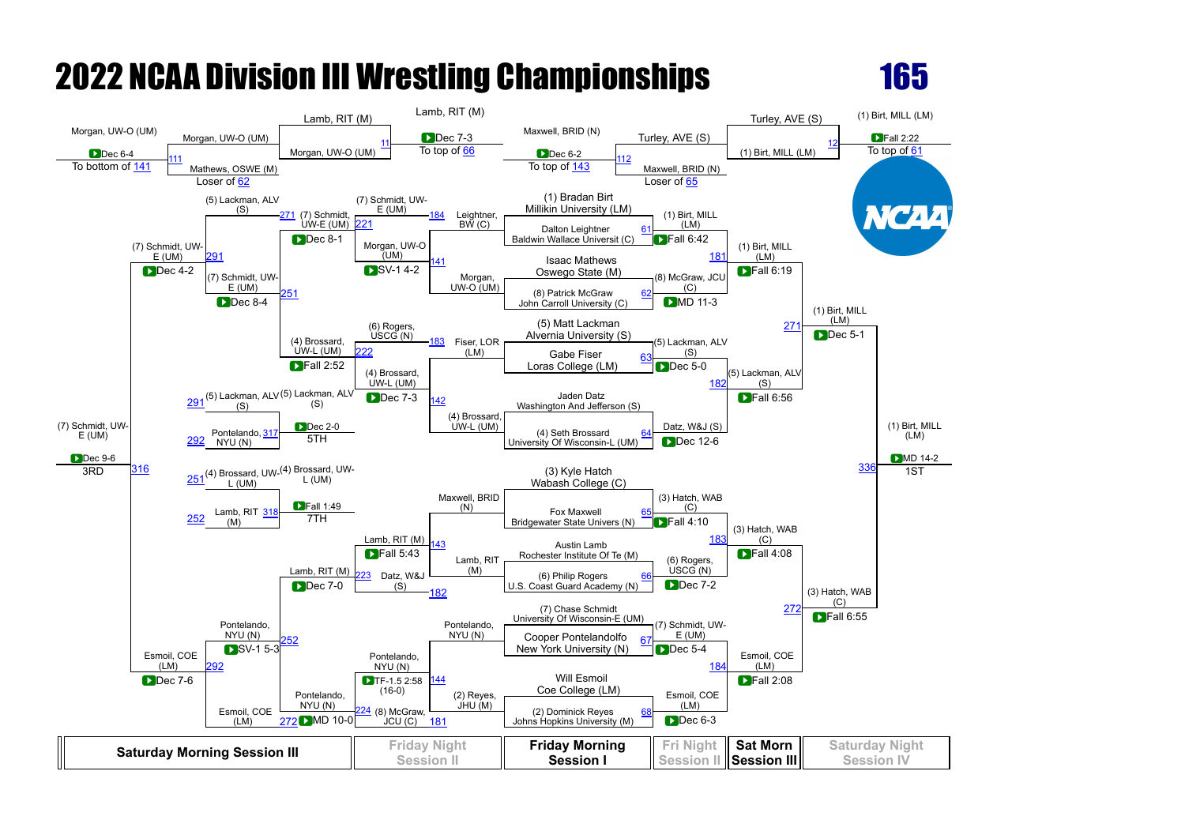# 2022 NCAA Division III Wrestling Championships

## 165

### Championship Bracket

**First Round (Friday Morning Session I)**

| Match | Wrestler | Result |
|---|---|---|
| 61 | (1) Bradan Birt, Millikin University (LM) vs Dalton Leightner, Baldwin Wallace Universit (C) | (1) Birt, MILL (LM) – Fall 6:42 |
| 62 | Isaac Mathews, Oswego State (M) vs (8) Patrick McGraw, John Carroll University (C) | (8) McGraw, JCU (C) – MD 11-3 |
| 63 | (5) Matt Lackman, Alvernia University (S) vs Gabe Fiser, Loras College (LM) | (5) Lackman, ALV (S) – Dec 5-0 |
| 64 | Jaden Datz, Washington And Jefferson (S) vs (4) Seth Brossard, University Of Wisconsin-L (UM) | Datz, W&J (S) – Dec 12-6 |
| 65 | (3) Kyle Hatch, Wabash College (C) vs Fox Maxwell, Bridgewater State Univers (N) | (3) Hatch, WAB (C) – Fall 4:10 |
| 66 | Austin Lamb, Rochester Institute Of Te (M) vs (6) Philip Rogers, U.S. Coast Guard Academy (N) | (6) Rogers, USCG (N) – Dec 7-2 |
| 67 | (7) Chase Schmidt, University Of Wisconsin-E (UM) vs Cooper Pontelandolfo, New York University (N) | (7) Schmidt, UW-E (UM) – Dec 5-4 |
| 68 | Will Esmoil, Coe College (LM) vs (2) Dominick Reyes, Johns Hopkins University (M) | Esmoil, COE (LM) – Dec 6-3 |

**Quarterfinals (Sat Morn Session III)**

| Match | Result |
|---|---|
| 181 | (1) Birt, MILL (LM) – Fall 6:19 |
| 182 | (5) Lackman, ALV (S) – Fall 6:56 |
| 183 | (3) Hatch, WAB (C) – Fall 4:08 |
| 184 | Esmoil, COE (LM) – Fall 2:08 |

**Semifinals**

| Match | Result |
|---|---|
| 271 | (1) Birt, MILL (LM) – Dec 5-1 |
| 272 | (3) Hatch, WAB (C) – Fall 6:55 |

**Final**

| Match | Result |
|---|---|
| 336 | (1) Birt, MILL (LM) – MD 14-2 – 1ST |

### Consolation Bracket

**Pre-bracket**

| Match | Result |
|---|---|
| 111 | Morgan, UW-O (UM) vs Mathews, OSWE (M) (Loser of 62) – Morgan, UW-O (UM) Dec 6-4 – To bottom of 141 |
| 11 | Lamb, RIT (M) vs Morgan, UW-O (UM) – Lamb, RIT (M) Dec 7-3 – To top of 66 |
| 112 | Turley, AVE (S) vs Maxwell, BRID (N) (Loser of 65) – Maxwell, BRID (N) Dec 6-2 – To top of 143 |
| 12 | Turley, AVE (S) vs (1) Birt, MILL (LM) – (1) Birt, MILL (LM) Fall 2:22 – To top of 61 |

**Consolation Round 1 (Friday Night Session II)**

| Match | Result |
|---|---|
| 141 | Leightner, BW (C) vs Morgan, UW-O (UM) – Morgan, UW-O (UM) SV-1 4-2 |
| 142 | Fiser, LOR (LM) vs (4) Brossard, UW-L (UM) – (4) Brossard, UW-L (UM) Dec 7-3 |
| 143 | Maxwell, BRID (N) vs Lamb, RIT (M) – Lamb, RIT (M) Fall 5:43 |
| 144 | Pontelando, NYU (N) vs (2) Reyes, JHU (M) – Pontelando, NYU (N) TF-1.5 2:58 (16-0) |

**Consolation Round 2**

| Match | Result |
|---|---|
| 221 | (7) Schmidt, UW-E (UM) vs Morgan, UW-O (UM) – (7) Schmidt, UW-E (UM) Dec 8-1 |
| 222 | (6) Rogers, USCG (N) vs (4) Brossard, UW-L (UM) – (4) Brossard, UW-L (UM) Fall 2:52 |
| 223 | Lamb, RIT (M) vs Datz, W&J (S) – Lamb, RIT (M) Dec 7-0 |
| 224 | Pontelando, NYU (N) vs (8) McGraw, JCU (C) – Pontelando, NYU (N) MD 10-0 |

**Consolation Quarterfinals (Saturday Morning Session III)**

| Match | Result |
|---|---|
| 251 | (5) Lackman, ALV (S) vs (7) Schmidt, UW-E (UM) – (7) Schmidt, UW-E (UM) Dec 8-4 |
| 252 | Pontelando, NYU (N) vs Esmoil, COE (LM) – Pontelando, NYU (N) SV-1 5-3 |

**Consolation Semifinals**

| Match | Result |
|---|---|
| 291 | (7) Schmidt, UW-E (UM) vs (4) Brossard, UW-L (UM) – (7) Schmidt, UW-E (UM) Dec 4-2 |
| 292 | Esmoil, COE (LM) vs Pontelando, NYU (N) – Esmoil, COE (LM) Dec 7-6 |

**Placement Matches**

| Match | Result |
|---|---|
| 316 | (7) Schmidt, UW-E (UM) vs Esmoil, COE (LM) – (7) Schmidt, UW-E (UM) Dec 9-6 – 3RD |
| 317 | (5) Lackman, ALV (S) vs Pontelando, NYU (N) – (5) Lackman, ALV (S) Dec 2-0 – 5TH |
| 318 | (4) Brossard, UW-L (UM) vs Lamb, RIT (M) – (4) Brossard, UW-L (UM) Fall 1:49 – 7TH |

| Saturday Morning Session III | Friday Night Session II | Friday Morning Session I | Fri Night Session II | Sat Morn Session III | Saturday Night Session IV |
|---|---|---|---|---|---|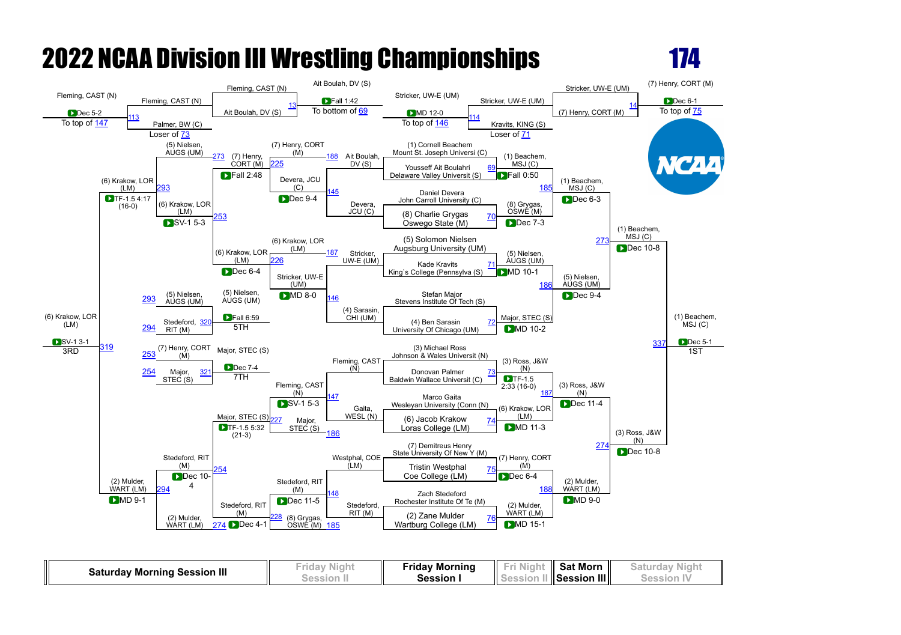# 2022 NCAA Division III Wrestling Championships

## 174

### Championship Bracket

**First Round**

- Match 69: (1) Cornell Beachem, Mount St. Joseph Universi (C) vs. Youssef Ait Boulahri, Delaware Valley Universit (S) — (1) Beachem, MSJ (C), Fall 0:50
- Match 70: Daniel Devera, John Carroll University (C) vs. (8) Charlie Grygas, Oswego State (M) — (8) Grygas, OSWE (M), Dec 7-3
- Match 71: (5) Solomon Nielsen, Augsburg University (UM) vs. Kade Kravits, King`s College (Pennsylva (S) — (5) Nielsen, AUGS (UM), MD 10-1
- Match 72: Stefan Major, Stevens Institute Of Tech (S) vs. (4) Ben Sarasin, University Of Chicago (UM) — Major, STEC (S), MD 10-2
- Match 73: (3) Michael Ross, Johnson & Wales University (N) vs. Donovan Palmer, Baldwin Wallace Universit (C) — (3) Ross, J&W (N), TF-1.5 2:33 (16-0)
- Match 74: Marco Gaita, Wesleyan University (Conn (N) vs. (6) Jacob Krakow, Loras College (LM) — (6) Krakow, LOR (LM), MD 11-3
- Match 75: (7) Demitreus Henry, State University Of New Y (M) vs. Tristin Westphal, Coe College (LM) — (7) Henry, CORT (M), Dec 6-4
- Match 76: Zach Stedeford, Rochester Institute Of Te (M) vs. (2) Zane Mulder, Wartburg College (LM) — (2) Mulder, WART (LM), MD 15-1

**Quarterfinals**

- Match 185: (1) Beachem, MSJ (C) vs. (8) Grygas, OSWE (M) — (1) Beachem, MSJ (C), Dec 6-3
- Match 186: (5) Nielsen, AUGS (UM) vs. Major, STEC (S) — (5) Nielsen, AUGS (UM), Dec 9-4
- Match 187: (3) Ross, J&W (N) vs. (6) Krakow, LOR (LM) — (3) Ross, J&W (N), Dec 11-4
- Match 188: (7) Henry, CORT (M) vs. (2) Mulder, WART (LM) — (2) Mulder, WART (LM), MD 9-0

**Semifinals**

- Match 273: (1) Beachem, MSJ (C) vs. (5) Nielsen, AUGS (UM) — (1) Beachem, MSJ (C), Dec 10-8
- Match 274: (3) Ross, J&W (N) vs. (2) Mulder, WART (LM) — (3) Ross, J&W (N), Dec 10-8

**Final (1st)**

- Match 337: (1) Beachem, MSJ (C) vs. (3) Ross, J&W (N) — (1) Beachem, MSJ (C), Dec 5-1 — 1ST

### Consolation Bracket

**Pigtails**

- Match 113: Fleming, CAST (N) vs. Palmer, BW (C) (Loser of 73) — Fleming, CAST (N), Dec 5-2 — To top of 147
- Match 13: Fleming, CAST (N) vs. Ait Boulahri, DV (S) — Ait Boulahri, DV (S), Fall 1:42 — To bottom of 69
- Match 114: Stricker, UW-E (UM) vs. Kravits, KING (S) (Loser of 71) — Stricker, UW-E (UM), MD 12-0 — To top of 146
- Match 14: Stricker, UW-E (UM) vs. (7) Henry, CORT (M) — (7) Henry, CORT (M), Dec 6-1 — To top of 75

**Consolation Round 1**

- Match 145: Devera, JCU (C) vs. Ait Boulahri, DV (S) — Devera, JCU (C), Dec 9-4
- Match 146: Stricker, UW-E (UM) vs. (4) Sarasin, CHI (UM) — Stricker, UW-E (UM), MD 8-0
- Match 147: Fleming, CAST (N) vs. Gaita, WESL (N) — Fleming, CAST (N), SV-1 5-3
- Match 148: Westphal, COE (LM) vs. Stedeford, RIT (M) — Stedeford, RIT (M), Dec 11-5

**Consolation Round 2**

- Match 225: (7) Henry, CORT (M) vs. Devera, JCU (C) (Loser of 188) — (7) Henry, CORT (M), Fall 2:48
- Match 226: (6) Krakow, LOR (LM) (Loser of 187) vs. Stricker, UW-E (UM) — (6) Krakow, LOR (LM), Dec 6-4
- Match 227: Fleming, CAST (N) vs. Major, STEC (S) (Loser of 186) — Major, STEC (S), TF-1.5 5:32 (21-3)
- Match 228: Stedeford, RIT (M) vs. (8) Grygas, OSWE (M) (Loser of 185) — Stedeford, RIT (M), Dec 4-1

**Consolation Quarterfinals**

- Match 253: (5) Nielsen, AUGS (UM) (Loser of 273) vs. (7) Henry, CORT (M) — (6) Krakow, LOR (LM)... see below
- Match 253: (6) Krakow, LOR (LM) vs. (7) Henry, CORT (M) — (6) Krakow, LOR (LM), SV-1 5-3
- Match 254: Major, STEC (S) vs. Stedeford, RIT (M) — Stedeford, RIT (M), Dec 10-4

**Consolation Semifinals**

- Match 293: (5) Nielsen, AUGS (UM) (Loser of 273) vs. (6) Krakow, LOR (LM) — (6) Krakow, LOR (LM), TF-1.5 4:17 (16-0)
- Match 294: Stedeford, RIT (M) vs. (2) Mulder, WART (LM) (Loser of 274) — (2) Mulder, WART (LM), MD 9-1

**3rd Place**

- Match 319: (6) Krakow, LOR (LM) vs. (2) Mulder, WART (LM) — (6) Krakow, LOR (LM), SV-1 3-1 — 3RD

**5th Place**

- Match 320: (5) Nielsen, AUGS (UM) (Loser of 293) vs. Stedeford, RIT (M) (Loser of 294) — (5) Nielsen, AUGS (UM), Fall 6:59 — 5TH

**7th Place**

- Match 321: (7) Henry, CORT (M) (Loser of 253) vs. Major, STEC (S) (Loser of 254) — Major, STEC (S), Dec 7-4 — 7TH

| Saturday Morning Session III | Friday Night Session II | Friday Morning Session I | Fri Night Session II | Sat Morn Session III | Saturday Night Session IV |
|---|---|---|---|---|---|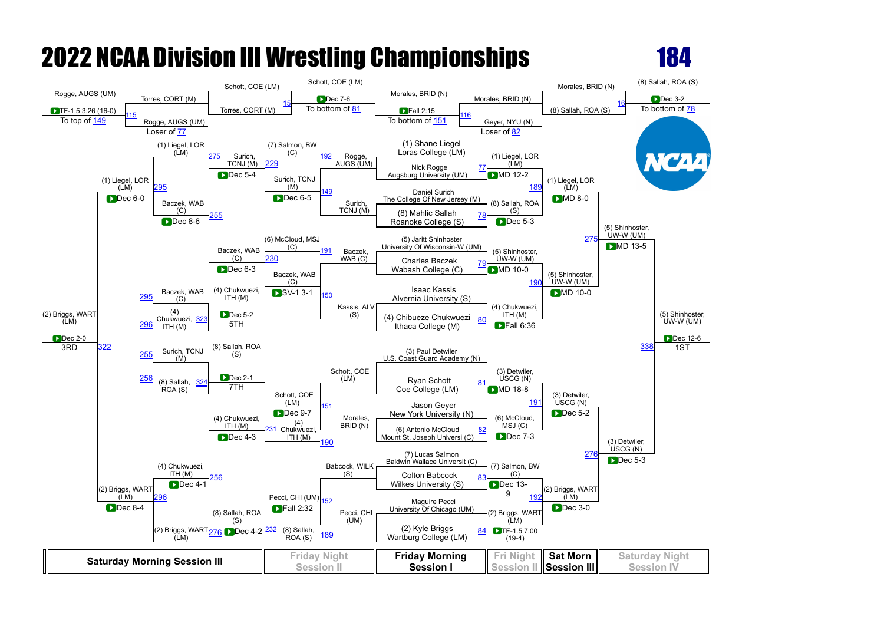# 2022 NCAA Division III Wrestling Championships

## 184

### Championship Bracket

**Friday Morning Session I**

| Bout | Wrestler 1 | Wrestler 2 | Winner | Result |
|---|---|---|---|---|
| 77 | (1) Shane Liegel, Loras College (LM) | Nick Rogge, Augsburg University (UM) | (1) Liegel, LOR (LM) | MD 12-2 |
| 78 | Daniel Surich, The College Of New Jersey (M) | (8) Mahlic Sallah, Roanoke College (S) | (8) Sallah, ROA (S) | Dec 5-3 |
| 79 | (5) Jaritt Shinhoster, University Of Wisconsin-W (UM) | Charles Baczek, Wabash College (C) | (5) Shinhoster, UW-W (UM) | MD 10-0 |
| 80 | Isaac Kassis, Alvernia University (S) | (4) Chibueze Chukwuezi, Ithaca College (M) | (4) Chukwuezi, ITH (M) | Fall 6:36 |
| 81 | (3) Paul Detwiler, U.S. Coast Guard Academy (N) | Ryan Schott, Coe College (LM) | (3) Detwiler, USCG (N) | MD 18-8 |
| 82 | Jason Geyer, New York University (N) | (6) Antonio McCloud, Mount St. Joseph Universi (C) | (6) McCloud, MSJ (C) | Dec 7-3 |
| 83 | (7) Lucas Salmon, Baldwin Wallace Universit (C) | Colton Babcock, Wilkes University (S) | (7) Salmon, BW (C) | Dec 13-9 |
| 84 | Maguire Pecci, University Of Chicago (UM) | (2) Kyle Briggs, Wartburg College (LM) | (2) Briggs, WART (LM) | TF-1.5 7:00 (19-4) |

**Fri Night Session II (Quarterfinals)**

| Bout | Wrestler 1 | Wrestler 2 | Winner | Result |
|---|---|---|---|---|
| 189 | (1) Liegel, LOR (LM) | (8) Sallah, ROA (S) | (1) Liegel, LOR (LM) | MD 8-0 |
| 190 | (5) Shinhoster, UW-W (UM) | (4) Chukwuezi, ITH (M) | (5) Shinhoster, UW-W (UM) | MD 10-0 |
| 191 | (3) Detwiler, USCG (N) | (6) McCloud, MSJ (C) | (3) Detwiler, USCG (N) | Dec 5-2 |
| 192 | (7) Salmon, BW (C) | (2) Briggs, WART (LM) | (2) Briggs, WART (LM) | Dec 3-0 |

**Sat Morn Session III (Semifinals)**

| Bout | Wrestler 1 | Wrestler 2 | Winner | Result |
|---|---|---|---|---|
| 275 | (1) Liegel, LOR (LM) | (5) Shinhoster, UW-W (UM) | (5) Shinhoster, UW-W (UM) | MD 13-5 |
| 276 | (3) Detwiler, USCG (N) | (2) Briggs, WART (LM) | (3) Detwiler, USCG (N) | Dec 5-3 |

**Saturday Night Session IV (Final)**

| Bout | Wrestler 1 | Wrestler 2 | Winner | Result |
|---|---|---|---|---|
| 338 | (5) Shinhoster, UW-W (UM) | (3) Detwiler, USCG (N) | (5) Shinhoster, UW-W (UM) | Dec 12-6 — 1ST |

### Consolation Bracket

**Friday Morning Session I (Wrestlebacks)**

| Bout | Wrestler 1 | Wrestler 2 | Winner | Result | Next |
|---|---|---|---|---|---|
| 115 | Rogge, AUGS (UM) | Torres, CORT (M) | Rogge, AUGS (UM) | TF-1.5 3:26 (16-0) | To top of 149 |
| 15 | Schott, COE (LM) | Torres, CORT (M) | Schott, COE (LM) | Dec 7-6 | To bottom of 81 |
| 116 | Morales, BRID (N) | Geyer, NYU (N) | Morales, BRID (N) | Fall 2:15 | To bottom of 151 |
| 16 | Morales, BRID (N) | (8) Sallah, ROA (S) | (8) Sallah, ROA (S) | Dec 3-2 | To bottom of 78 |

Loser of 77; Loser of 82

**Friday Night Session II**

| Bout | Wrestler 1 | Wrestler 2 | Winner | Result |
|---|---|---|---|---|
| 149 | Rogge, AUGS (UM) | Surich, TCNJ (M) | Surich, TCNJ (M) | Dec 6-5 |
| 150 | Baczek, WAB (C) | Kassis, ALV (S) | Baczek, WAB (C) | SV-1 3-1 |
| 151 | Schott, COE (LM) | Morales, BRID (N) | Schott, COE (LM) | Dec 9-7 |
| 152 | Babcock, WILK (S) | Pecci, CHI (UM) | Pecci, CHI (UM) | Fall 2:32 |
| 229 | (7) Salmon, BW (C) | Surich, TCNJ (M) | Surich, TCNJ (M) | Dec 5-4 |
| 230 | (6) McCloud, MSJ (C) | Baczek, WAB (C) | Baczek, WAB (C) | Dec 6-3 |
| 231 | Schott, COE (LM) | (4) Chukwuezi, ITH (M) | (4) Chukwuezi, ITH (M) | Dec 4-3 |
| 232 | Pecci, CHI (UM) | (8) Sallah, ROA (S) | (8) Sallah, ROA (S) | Dec 4-2 |

**Saturday Morning Session III**

| Bout | Wrestler 1 | Wrestler 2 | Winner | Result |
|---|---|---|---|---|
| 255 | Surich, TCNJ (M) | Baczek, WAB (C) | Baczek, WAB (C) | Dec 8-6 |
| 256 | (4) Chukwuezi, ITH (M) | (8) Sallah, ROA (S) | (4) Chukwuezi, ITH (M) | Dec 4-1 |
| 295 | (1) Liegel, LOR (LM) | Baczek, WAB (C) | (1) Liegel, LOR (LM) | Dec 6-0 |
| 296 | (2) Briggs, WART (LM) | (4) Chukwuezi, ITH (M) | (2) Briggs, WART (LM) | Dec 8-4 |
| 322 | (1) Liegel, LOR (LM) | (2) Briggs, WART (LM) | (2) Briggs, WART (LM) | Dec 2-0 — 3RD |
| 323 | Baczek, WAB (C) | (4) Chukwuezi, ITH (M) | (4) Chukwuezi, ITH (M) | Dec 5-2 — 5TH |
| 324 | Surich, TCNJ (M) | (8) Sallah, ROA (S) | (8) Sallah, ROA (S) | Dec 2-1 — 7TH |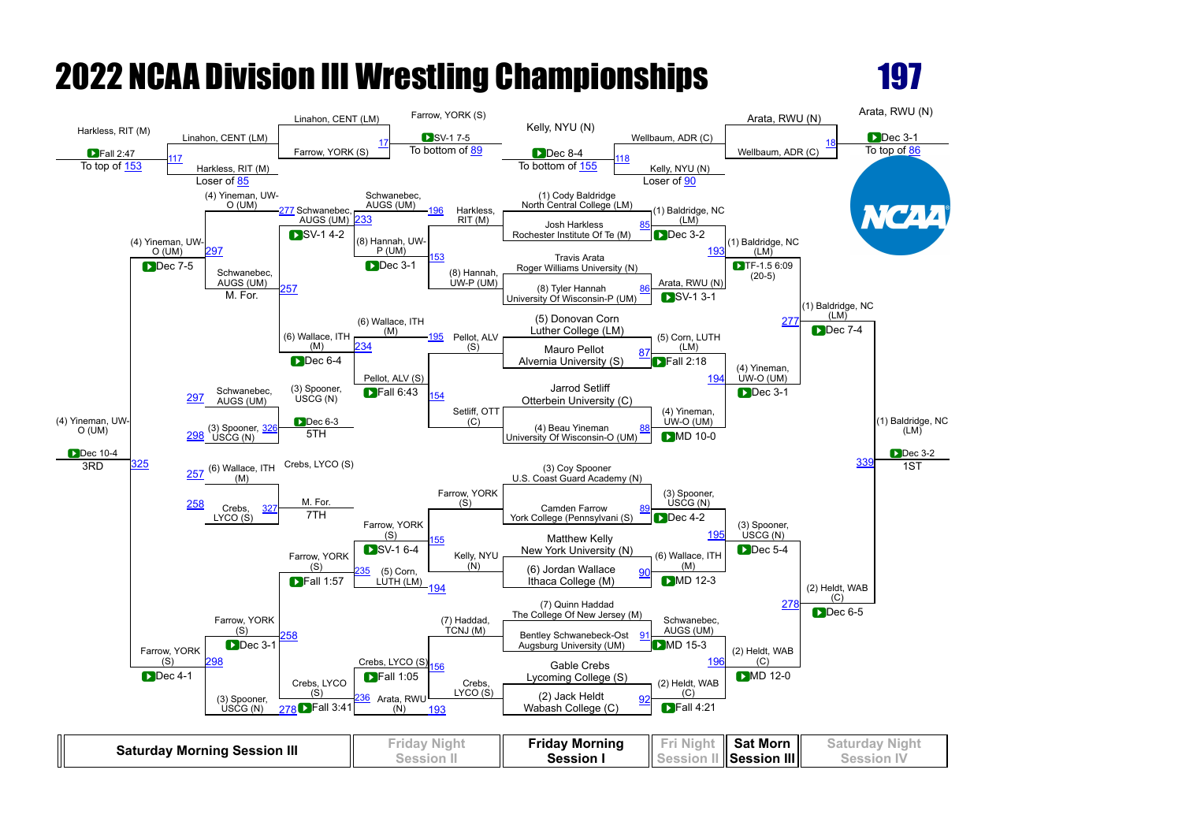# 2022 NCAA Division III Wrestling Championships

## 197

### Championship Bracket

**First Round (Friday Morning Session I)**

- Match 85: (1) Cody Baldridge, North Central College (LM) vs. Josh Harkless, Rochester Institute Of Te (M) — (1) Baldridge, NC (LM) Dec 3-2
- Match 86: Travis Arata, Roger Williams University (N) vs. (8) Tyler Hannah, University Of Wisconsin-P (UM) — Arata, RWU (N) SV-1 3-1
- Match 87: (5) Donovan Corn, Luther College (LM) vs. Mauro Pellot, Alvernia University (S) — (5) Corn, LUTH (LM) Fall 2:18
- Match 88: Jarrod Setliff, Otterbein University (C) vs. (4) Beau Yineman, University Of Wisconsin-O (UM) — (4) Yineman, UW-O (UM) MD 10-0
- Match 89: (3) Coy Spooner, U.S. Coast Guard Academy (N) vs. Camden Farrow, York College (Pennsylvani (S) — (3) Spooner, USCG (N) Dec 4-2
- Match 90: Matthew Kelly, New York University (N) vs. (6) Jordan Wallace, Ithaca College (M) — (6) Wallace, ITH (M) MD 12-3
- Match 91: (7) Quinn Haddad, The College Of New Jersey (M) vs. Bentley Schwanebeck-Ost, Augsburg University (UM) — Schwanebec, AUGS (UM) MD 15-3
- Match 92: Gable Crebs, Lycoming College (S) vs. (2) Jack Heldt, Wabash College (C) — (2) Heldt, WAB (C) Fall 4:21

**Quarterfinals (Fri Night Session II)**

- Match 193: (1) Baldridge, NC (LM) vs. Arata, RWU (N) — (1) Baldridge, NC (LM) TF-1.5 6:09 (20-5)
- Match 194: (5) Corn, LUTH (LM) vs. (4) Yineman, UW-O (UM) — (4) Yineman, UW-O (UM) Dec 3-1
- Match 195: (3) Spooner, USCG (N) vs. (6) Wallace, ITH (M) — (3) Spooner, USCG (N) Dec 5-4
- Match 196: Schwanebec, AUGS (UM) vs. (2) Heldt, WAB (C) — (2) Heldt, WAB (C) MD 12-0

**Semifinals (Sat Morn Session III)**

- Match 277: (1) Baldridge, NC (LM) vs. (4) Yineman, UW-O (UM) — (1) Baldridge, NC (LM) Dec 7-4
- Match 278: (3) Spooner, USCG (N) vs. (2) Heldt, WAB (C) — (2) Heldt, WAB (C) Dec 6-5

**Final (Saturday Night Session IV)**

- Match 339: (1) Baldridge, NC (LM) vs. (2) Heldt, WAB (C) — (1) Baldridge, NC (LM) Dec 3-2 — 1ST

### Consolation Bracket

**Pre-Consolation**

- Match 17: Linahon, CENT (LM) vs. Farrow, YORK (S) — Farrow, YORK (S) SV-1 7-5 — To bottom of 89
- Match 18: Arata, RWU (N) vs. Wellbaum, ADR (C) — Arata, RWU (N) Dec 3-1 — To top of 86
- Match 117: Harkless, RIT (M) (To top of 153) vs. Linahon, CENT (LM) — Harkless, RIT (M) Fall 2:47 — Loser of 85
- Match 118: Kelly, NYU (N) (To bottom of 155) vs. Wellbaum, ADR (C) — Kelly, NYU (N) Dec 8-4 — Loser of 90

**Consolation Round 1 (Friday Night Session II)**

- Match 153: Harkless, RIT (M) vs. (8) Hannah, UW-P (UM) — (8) Hannah, UW-P (UM) Dec 3-1
- Match 154: Pellot, ALV (S) vs. Setliff, OTT (C) — Pellot, ALV (S) Fall 6:43
- Match 155: Farrow, YORK (S) vs. Kelly, NYU (N) — Farrow, YORK (S) SV-1 6-4
- Match 156: (7) Haddad, TCNJ (M) vs. Crebs, LYCO (S) — Crebs, LYCO (S) Fall 1:05

**Consolation Round 2**

- Match 233: Schwanebec, AUGS (UM) vs. (8) Hannah, UW-P (UM) — Schwanebec, AUGS (UM) SV-1 4-2
- Match 234: (6) Wallace, ITH (M) vs. Pellot, ALV (S) — (6) Wallace, ITH (M) Dec 6-4
- Match 235: Farrow, YORK (S) vs. (5) Corn, LUTH (LM) — Farrow, YORK (S) Fall 1:57
- Match 236: Crebs, LYCO (S) vs. Arata, RWU (N) — Crebs, LYCO (S) Fall 3:41

**Consolation Quarterfinals (Saturday Morning Session III)**

- Match 257: (4) Yineman, UW-O (UM) vs. Schwanebec, AUGS (UM) — Schwanebec, AUGS (UM) M. For.
- Match 258: Farrow, YORK (S) vs. Crebs, LYCO (S) — Farrow, YORK (S) Dec 3-1

**Consolation Semifinals**

- Match 297: (4) Yineman, UW-O (UM) vs. Schwanebec, AUGS (UM) — (4) Yineman, UW-O (UM) Dec 7-5
- Match 298: Farrow, YORK (S) vs. (3) Spooner, USCG (N) — Farrow, YORK (S) Dec 4-1

**3rd Place (Match 325)**

- (4) Yineman, UW-O (UM) vs. Farrow, YORK (S) — (4) Yineman, UW-O (UM) Dec 10-4 — 3RD

**5th Place (Match 326)**

- Schwanebec, AUGS (UM) vs. (3) Spooner, USCG (N) — (3) Spooner, USCG (N) Dec 6-3 — 5TH

**7th Place (Match 327)**

- (6) Wallace, ITH (M) vs. Crebs, LYCO (S) — Crebs, LYCO (S) M. For. — 7TH

| Saturday Morning Session III | Friday Night Session II | Friday Morning Session I | Fri Night Session II | Sat Morn Session III | Saturday Night Session IV |
|---|---|---|---|---|---|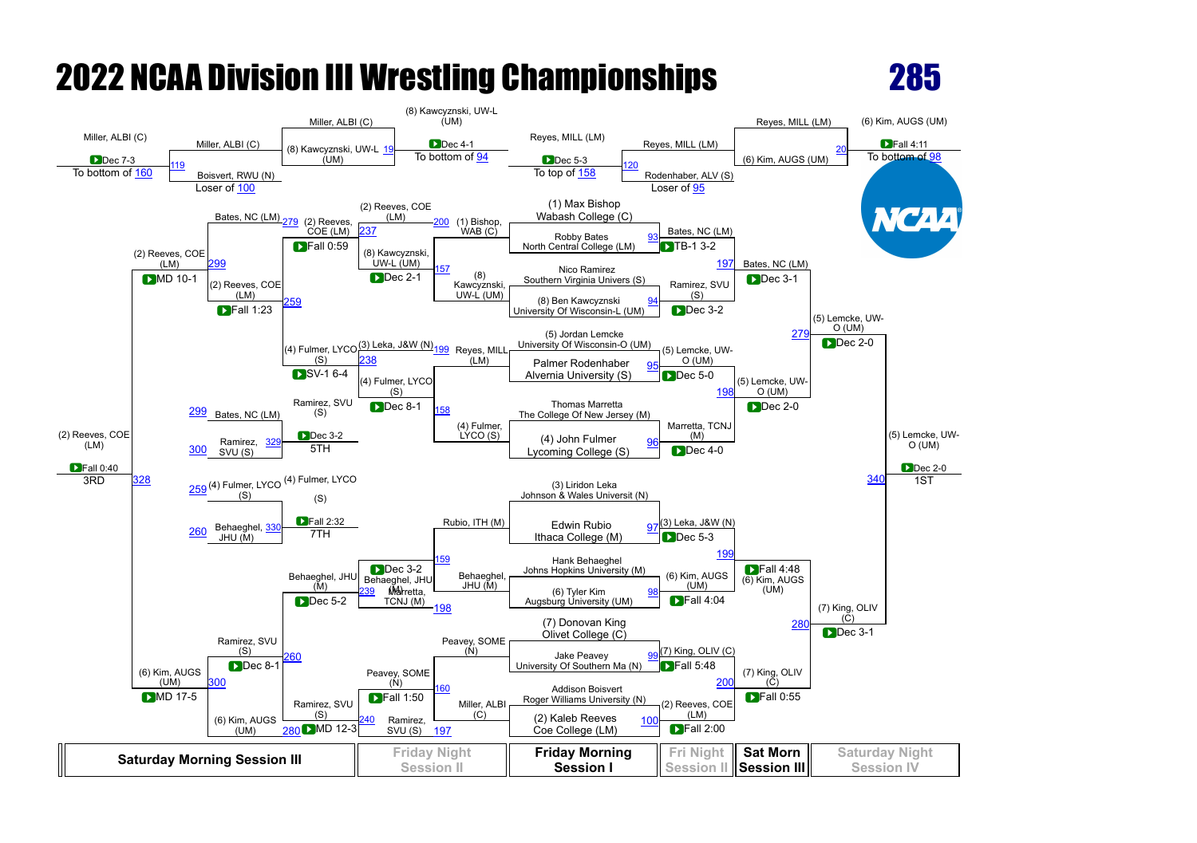# 2022 NCAA Division III Wrestling Championships

# 285

## Championship Bracket

(1) Max Bishop
Wabash College (C)

Robby Bates
North Central College (LM)
93
Bates, NC (LM)
TB-1 3-2

Nico Ramirez
Southern Virginia Univers (S)
197
Ramirez, SVU (S)
Dec 3-1

(8) Ben Kawczynski
University Of Wisconsin-L (UM)
94
Bates, NC (LM)
Dec 3-2

(5) Jordan Lemcke
University Of Wisconsin-O (UM)
(5) Lemcke, UW-O (UM)
95
Dec 5-0

Palmer Rodenhaber
Alvernia University (S)
198
(5) Lemcke, UW-O (UM)
Dec 2-0

Thomas Marretta
The College Of New Jersey (M)
Marretta, TCNJ (M)
96
Dec 4-0

(4) John Fulmer
Lycoming College (S)

279
(5) Lemcke, UW-O (UM)
Dec 2-0

(3) Liridon Leka
Johnson & Wales Universit (N)
97
(3) Leka, J&W (N)
Dec 5-3

Edwin Rubio
Ithaca College (M)
199
(6) Kim, AUGS (UM)
Fall 4:48

Hank Behaeghel
Johns Hopkins University (M)
(6) Kim, AUGS (UM)
98
Fall 4:04

(6) Tyler Kim
Augsburg University (UM)

(7) Donovan King
Olivet College (C)
99
(7) King, OLIV (C)
Fall 5:48

Jake Peavey
University Of Southern Ma (N)
200
(7) King, OLIV (C)
Fall 0:55

Addison Boisvert
Roger Williams University (N)
(2) Reeves, COE (LM)
100
Fall 2:00

(2) Kaleb Reeves
Coe College (LM)

280
(7) King, OLIV (C)
Dec 3-1

340
(5) Lemcke, UW-O (UM)
Dec 2-0
1ST

## Consolation Bracket

Miller, ALBI (C)
Dec 7-3
To bottom of 160

119
Miller, ALBI (C)
Boisvert, RWU (N)
Loser of 100

Miller, ALBI (C)
(8) Kawczynski, UW-L (UM)
19
(8) Kawczynski, UW-L (UM)
Dec 4-1
To bottom of 94

Reyes, MILL (LM)
Dec 5-3
To top of 158

120
Reyes, MILL (LM)
Rodenhaber, ALV (S)
Loser of 95

Reyes, MILL (LM)
(6) Kim, AUGS (UM)
20
(6) Kim, AUGS (UM)
Fall 4:11
To bottom of 98

279 Bates, NC (LM)
(2) Reeves, COE (LM)
237
Fall 0:59

(2) Reeves, COE (LM)
200 (1) Bishop, WAB (C)
(8) Kawcyznski, UW-L (UM)
157
Dec 2-1
(8) Kawczynski, UW-L (UM)

(2) Reeves, COE (LM)
299
MD 10-1

(2) Reeves, COE (LM)
259
Fall 1:23

(4) Fulmer, LYCO (S)
(3) Leka, J&W (N)
238
SV-1 6-4

199 Reyes, MILL (LM)
(4) Fulmer, LYCO (S)
158
Dec 8-1
(4) Fulmer, LYCO (S)

299 Bates, NC (LM)
Ramirez, SVU (S)
300 Ramirez, SVU (S)
329
Dec 3-2
5TH

(2) Reeves, COE (LM)
Fall 0:40
3RD
328

259 (4) Fulmer, LYCO (S)
(4) Fulmer, LYCO (S)
260 Behaeghel, JHU (M)
330
Fall 2:32
7TH

Rubio, ITH (M)
159
Behaeghel, JHU (M)
Behaeghel, JHU (M)
Marretta, TCNJ (M)
239
Dec 3-2
198

Behaeghel, JHU (M)
Dec 5-2

Ramirez, SVU (S)
260
Dec 8-1

(6) Kim, AUGS (UM)
300
MD 17-5

Peavey, SOME (N)
Peavey, SOME (N)
160
Fall 1:50
Miller, ALBI (C)
Ramirez, SVU (S)
240
Ramirez, SVU (S)
197

(6) Kim, AUGS (UM)
280
MD 12-3

| Saturday Morning Session III | Friday Night Session II | Friday Morning Session I | Fri Night Session II | Sat Morn Session III | Saturday Night Session IV |
|---|---|---|---|---|---|